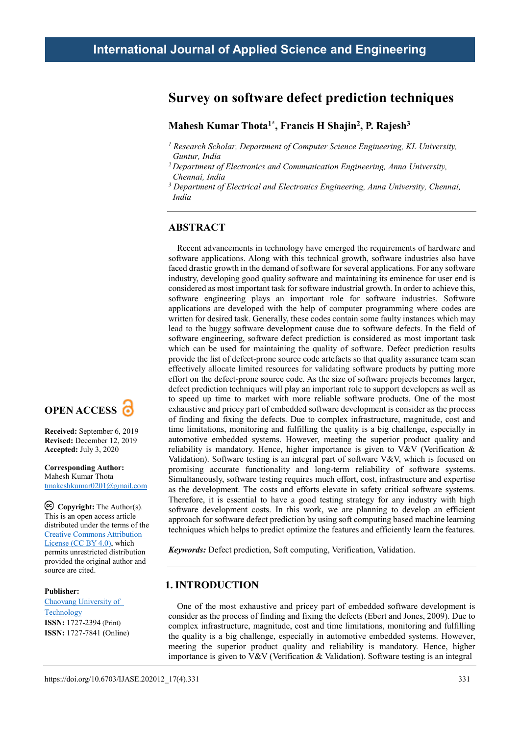# Survey on software defect prediction techniques

**Mahesh Kumar Thota[1*], Francis H Shajin[2], P. Rajesh[3]**

[1] *Research Scholar, Department of Computer Science Engineering, KL University, Guntur, India*
[2] *Department of Electronics and Communication Engineering, Anna University, Chennai, India*
[3] *Department of Electrical and Electronics Engineering, Anna University, Chennai, India*

## ABSTRACT

Recent advancements in technology have emerged the requirements of hardware and software applications. Along with this technical growth, software industries also have faced drastic growth in the demand of software for several applications. For any software industry, developing good quality software and maintaining its eminence for user end is considered as most important task for software industrial growth. In order to achieve this, software engineering plays an important role for software industries. Software applications are developed with the help of computer programming where codes are written for desired task. Generally, these codes contain some faulty instances which may lead to the buggy software development cause due to software defects. In the field of software engineering, software defect prediction is considered as most important task which can be used for maintaining the quality of software. Defect prediction results provide the list of defect-prone source code artefacts so that quality assurance team scan effectively allocate limited resources for validating software products by putting more effort on the defect-prone source code. As the size of software projects becomes larger, defect prediction techniques will play an important role to support developers as well as to speed up time to market with more reliable software products. One of the most exhaustive and pricey part of embedded software development is consider as the process of finding and fixing the defects. Due to complex infrastructure, magnitude, cost and time limitations, monitoring and fulfilling the quality is a big challenge, especially in automotive embedded systems. However, meeting the superior product quality and reliability is mandatory. Hence, higher importance is given to V&V (Verification & Validation). Software testing is an integral part of software V&V, which is focused on promising accurate functionality and long-term reliability of software systems. Simultaneously, software testing requires much effort, cost, infrastructure and expertise as the development. The costs and efforts elevate in safety critical software systems. Therefore, it is essential to have a good testing strategy for any industry with high software development costs. In this work, we are planning to develop an efficient approach for software defect prediction by using soft computing based machine learning techniques which helps to predict optimize the features and efficiently learn the features.

***Keywords:*** Defect prediction, Soft computing, Verification, Validation.

**OPEN ACCESS**

**Received:** September 6, 2019
**Revised:** December 12, 2019
**Accepted:** July 3, 2020

**Corresponding Author:**
Mahesh Kumar Thota
tmakeshkumar0201@gmail.com

**Copyright:** The Author(s). This is an open access article distributed under the terms of the Creative Commons Attribution License (CC BY 4.0), which permits unrestricted distribution provided the original author and source are cited.

**Publisher:**
Chaoyang University of Technology
**ISSN:** 1727-2394 (Print)
**ISSN:** 1727-7841 (Online)

## 1. INTRODUCTION

One of the most exhaustive and pricey part of embedded software development is consider as the process of finding and fixing the defects (Ebert and Jones, 2009). Due to complex infrastructure, magnitude, cost and time limitations, monitoring and fulfilling the quality is a big challenge, especially in automotive embedded systems. However, meeting the superior product quality and reliability is mandatory. Hence, higher importance is given to V&V (Verification & Validation). Software testing is an integral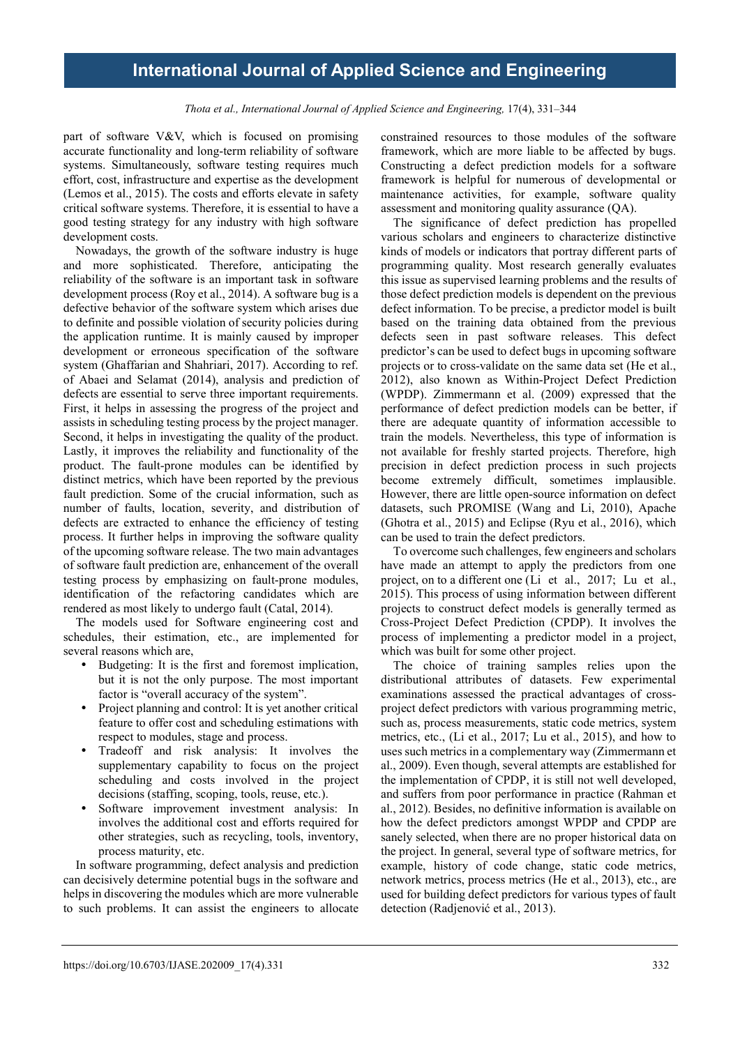part of software V&V, which is focused on promising accurate functionality and long-term reliability of software systems. Simultaneously, software testing requires much effort, cost, infrastructure and expertise as the development (Lemos et al., 2015). The costs and efforts elevate in safety critical software systems. Therefore, it is essential to have a good testing strategy for any industry with high software development costs.

Nowadays, the growth of the software industry is huge and more sophisticated. Therefore, anticipating the reliability of the software is an important task in software development process (Roy et al., 2014). A software bug is a defective behavior of the software system which arises due to definite and possible violation of security policies during the application runtime. It is mainly caused by improper development or erroneous specification of the software system (Ghaffarian and Shahriari, 2017). According to ref. of Abaei and Selamat (2014), analysis and prediction of defects are essential to serve three important requirements. First, it helps in assessing the progress of the project and assists in scheduling testing process by the project manager. Second, it helps in investigating the quality of the product. Lastly, it improves the reliability and functionality of the product. The fault-prone modules can be identified by distinct metrics, which have been reported by the previous fault prediction. Some of the crucial information, such as number of faults, location, severity, and distribution of defects are extracted to enhance the efficiency of testing process. It further helps in improving the software quality of the upcoming software release. The two main advantages of software fault prediction are, enhancement of the overall testing process by emphasizing on fault-prone modules, identification of the refactoring candidates which are rendered as most likely to undergo fault (Catal, 2014).

The models used for Software engineering cost and schedules, their estimation, etc., are implemented for several reasons which are,

- Budgeting: It is the first and foremost implication, but it is not the only purpose. The most important factor is "overall accuracy of the system".
- Project planning and control: It is yet another critical feature to offer cost and scheduling estimations with respect to modules, stage and process.
- Tradeoff and risk analysis: It involves the supplementary capability to focus on the project scheduling and costs involved in the project decisions (staffing, scoping, tools, reuse, etc.).
- Software improvement investment analysis: In involves the additional cost and efforts required for other strategies, such as recycling, tools, inventory, process maturity, etc.

In software programming, defect analysis and prediction can decisively determine potential bugs in the software and helps in discovering the modules which are more vulnerable to such problems. It can assist the engineers to allocate constrained resources to those modules of the software framework, which are more liable to be affected by bugs. Constructing a defect prediction models for a software framework is helpful for numerous of developmental or maintenance activities, for example, software quality assessment and monitoring quality assurance (QA).

The significance of defect prediction has propelled various scholars and engineers to characterize distinctive kinds of models or indicators that portray different parts of programming quality. Most research generally evaluates this issue as supervised learning problems and the results of those defect prediction models is dependent on the previous defect information. To be precise, a predictor model is built based on the training data obtained from the previous defects seen in past software releases. This defect predictor's can be used to defect bugs in upcoming software projects or to cross-validate on the same data set (He et al., 2012), also known as Within-Project Defect Prediction (WPDP). Zimmermann et al. (2009) expressed that the performance of defect prediction models can be better, if there are adequate quantity of information accessible to train the models. Nevertheless, this type of information is not available for freshly started projects. Therefore, high precision in defect prediction process in such projects become extremely difficult, sometimes implausible. However, there are little open-source information on defect datasets, such PROMISE (Wang and Li, 2010), Apache (Ghotra et al., 2015) and Eclipse (Ryu et al., 2016), which can be used to train the defect predictors.

To overcome such challenges, few engineers and scholars have made an attempt to apply the predictors from one project, on to a different one (Li et al., 2017; Lu et al., 2015). This process of using information between different projects to construct defect models is generally termed as Cross-Project Defect Prediction (CPDP). It involves the process of implementing a predictor model in a project, which was built for some other project.

The choice of training samples relies upon the distributional attributes of datasets. Few experimental examinations assessed the practical advantages of cross-project defect predictors with various programming metric, such as, process measurements, static code metrics, system metrics, etc., (Li et al., 2017; Lu et al., 2015), and how to uses such metrics in a complementary way (Zimmermann et al., 2009). Even though, several attempts are established for the implementation of CPDP, it is still not well developed, and suffers from poor performance in practice (Rahman et al., 2012). Besides, no definitive information is available on how the defect predictors amongst WPDP and CPDP are sanely selected, when there are no proper historical data on the project. In general, several type of software metrics, for example, history of code change, static code metrics, network metrics, process metrics (He et al., 2013), etc., are used for building defect predictors for various types of fault detection (Radjenović et al., 2013).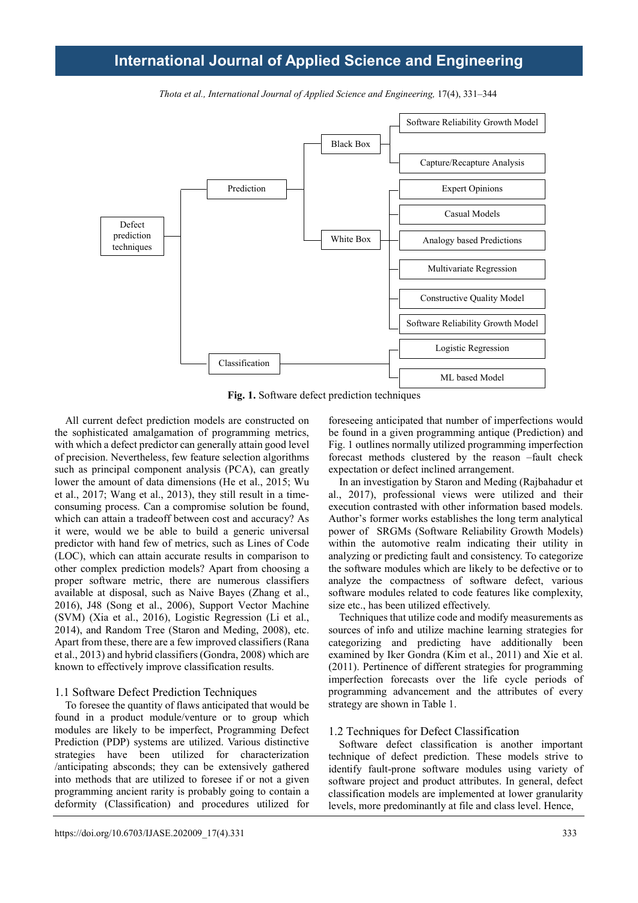Software Reliability Growth Model

Capture/Recapture Analysis

Expert Opinions

Casual Models

Analogy based Predictions

Multivariate Regression

Constructive Quality Model

Software Reliability Growth Model

Logistic Regression

ML based Model

Black Box

White Box

Prediction

Classification

Defect prediction techniques

**Fig. 1.** Software defect prediction techniques

All current defect prediction models are constructed on the sophisticated amalgamation of programming metrics, with which a defect predictor can generally attain good level of precision. Nevertheless, few feature selection algorithms such as principal component analysis (PCA), can greatly lower the amount of data dimensions (He et al., 2015; Wu et al., 2017; Wang et al., 2013), they still result in a time-consuming process. Can a compromise solution be found, which can attain a tradeoff between cost and accuracy? As it were, would we be able to build a generic universal predictor with hand few of metrics, such as Lines of Code (LOC), which can attain accurate results in comparison to other complex prediction models? Apart from choosing a proper software metric, there are numerous classifiers available at disposal, such as Naive Bayes (Zhang et al., 2016), J48 (Song et al., 2006), Support Vector Machine (SVM) (Xia et al., 2016), Logistic Regression (Li et al., 2014), and Random Tree (Staron and Meding, 2008), etc. Apart from these, there are a few improved classifiers (Rana et al., 2013) and hybrid classifiers (Gondra, 2008) which are known to effectively improve classification results.

## 1.1 Software Defect Prediction Techniques

To foresee the quantity of flaws anticipated that would be found in a product module/venture or to group which modules are likely to be imperfect, Programming Defect Prediction (PDP) systems are utilized. Various distinctive strategies have been utilized for characterization /anticipating absconds; they can be extensively gathered into methods that are utilized to foresee if or not a given programming ancient rarity is probably going to contain a deformity (Classification) and procedures utilized for foreseeing anticipated that number of imperfections would be found in a given programming antique (Prediction) and Fig. 1 outlines normally utilized programming imperfection forecast methods clustered by the reason –fault check expectation or defect inclined arrangement.

In an investigation by Staron and Meding (Rajbahadur et al., 2017), professional views were utilized and their execution contrasted with other information based models. Author's former works establishes the long term analytical power of SRGMs (Software Reliability Growth Models) within the automotive realm indicating their utility in analyzing or predicting fault and consistency. To categorize the software modules which are likely to be defective or to analyze the compactness of software defect, various software modules related to code features like complexity, size etc., has been utilized effectively.

Techniques that utilize code and modify measurements as sources of info and utilize machine learning strategies for categorizing and predicting have additionally been examined by Iker Gondra (Kim et al., 2011) and Xie et al. (2011). Pertinence of different strategies for programming imperfection forecasts over the life cycle periods of programming advancement and the attributes of every strategy are shown in Table 1.

## 1.2 Techniques for Defect Classification

Software defect classification is another important technique of defect prediction. These models strive to identify fault-prone software modules using variety of software project and product attributes. In general, defect classification models are implemented at lower granularity levels, more predominantly at file and class level. Hence,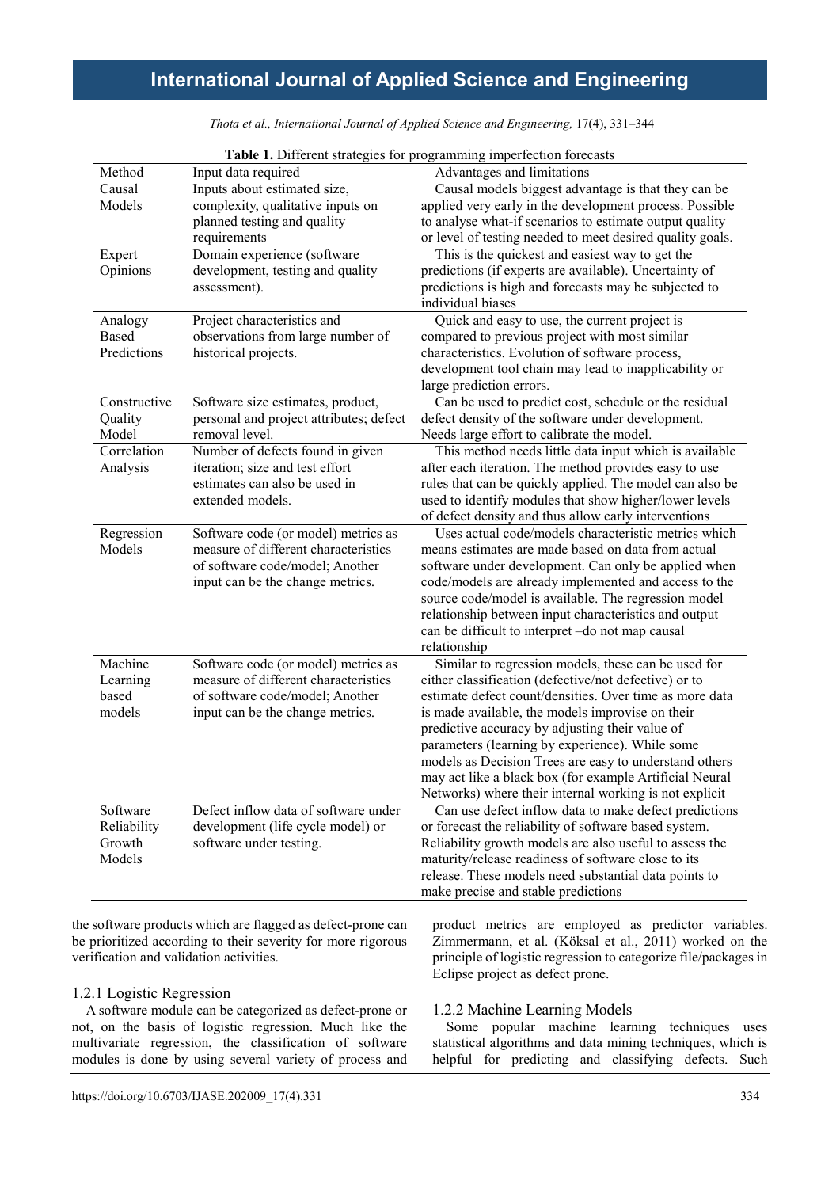**Table 1.** Different strategies for programming imperfection forecasts

| Method | Input data required | Advantages and limitations |
|---|---|---|
| Causal Models | Inputs about estimated size, complexity, qualitative inputs on planned testing and quality requirements | Causal models biggest advantage is that they can be applied very early in the development process. Possible to analyse what-if scenarios to estimate output quality or level of testing needed to meet desired quality goals. |
| Expert Opinions | Domain experience (software development, testing and quality assessment). | This is the quickest and easiest way to get the predictions (if experts are available). Uncertainty of predictions is high and forecasts may be subjected to individual biases |
| Analogy Based Predictions | Project characteristics and observations from large number of historical projects. | Quick and easy to use, the current project is compared to previous project with most similar characteristics. Evolution of software process, development tool chain may lead to inapplicability or large prediction errors. |
| Constructive Quality Model | Software size estimates, product, personal and project attributes; defect removal level. | Can be used to predict cost, schedule or the residual defect density of the software under development. Needs large effort to calibrate the model. |
| Correlation Analysis | Number of defects found in given iteration; size and test effort estimates can also be used in extended models. | This method needs little data input which is available after each iteration. The method provides easy to use rules that can be quickly applied. The model can also be used to identify modules that show higher/lower levels of defect density and thus allow early interventions |
| Regression Models | Software code (or model) metrics as measure of different characteristics of software code/model; Another input can be the change metrics. | Uses actual code/models characteristic metrics which means estimates are made based on data from actual software under development. Can only be applied when code/models are already implemented and access to the source code/model is available. The regression model relationship between input characteristics and output can be difficult to interpret –do not map causal relationship |
| Machine Learning based models | Software code (or model) metrics as measure of different characteristics of software code/model; Another input can be the change metrics. | Similar to regression models, these can be used for either classification (defective/not defective) or to estimate defect count/densities. Over time as more data is made available, the models improvise on their predictive accuracy by adjusting their value of parameters (learning by experience). While some models as Decision Trees are easy to understand others may act like a black box (for example Artificial Neural Networks) where their internal working is not explicit |
| Software Reliability Growth Models | Defect inflow data of software under development (life cycle model) or software under testing. | Can use defect inflow data to make defect predictions or forecast the reliability of software based system. Reliability growth models are also useful to assess the maturity/release readiness of software close to its release. These models need substantial data points to make precise and stable predictions |

the software products which are flagged as defect-prone can be prioritized according to their severity for more rigorous verification and validation activities.

### 1.2.1 Logistic Regression

A software module can be categorized as defect-prone or not, on the basis of logistic regression. Much like the multivariate regression, the classification of software modules is done by using several variety of process and product metrics are employed as predictor variables. Zimmermann, et al. (Köksal et al., 2011) worked on the principle of logistic regression to categorize file/packages in Eclipse project as defect prone.

### 1.2.2 Machine Learning Models

Some popular machine learning techniques uses statistical algorithms and data mining techniques, which is helpful for predicting and classifying defects. Such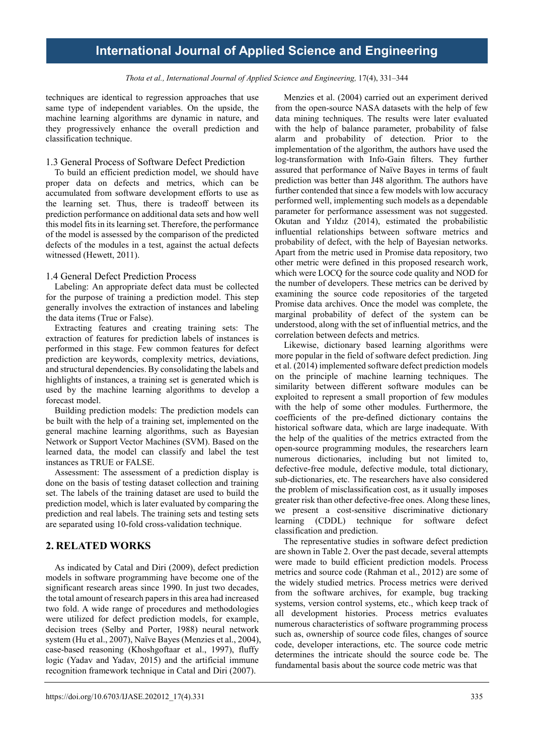techniques are identical to regression approaches that use same type of independent variables. On the upside, the machine learning algorithms are dynamic in nature, and they progressively enhance the overall prediction and classification technique.

### 1.3 General Process of Software Defect Prediction

To build an efficient prediction model, we should have proper data on defects and metrics, which can be accumulated from software development efforts to use as the learning set. Thus, there is tradeoff between its prediction performance on additional data sets and how well this model fits in its learning set. Therefore, the performance of the model is assessed by the comparison of the predicted defects of the modules in a test, against the actual defects witnessed (Hewett, 2011).

### 1.4 General Defect Prediction Process

Labeling: An appropriate defect data must be collected for the purpose of training a prediction model. This step generally involves the extraction of instances and labeling the data items (True or False).

Extracting features and creating training sets: The extraction of features for prediction labels of instances is performed in this stage. Few common features for defect prediction are keywords, complexity metrics, deviations, and structural dependencies. By consolidating the labels and highlights of instances, a training set is generated which is used by the machine learning algorithms to develop a forecast model.

Building prediction models: The prediction models can be built with the help of a training set, implemented on the general machine learning algorithms, such as Bayesian Network or Support Vector Machines (SVM). Based on the learned data, the model can classify and label the test instances as TRUE or FALSE.

Assessment: The assessment of a prediction display is done on the basis of testing dataset collection and training set. The labels of the training dataset are used to build the prediction model, which is later evaluated by comparing the prediction and real labels. The training sets and testing sets are separated using 10-fold cross-validation technique.

## 2. RELATED WORKS

As indicated by Catal and Diri (2009), defect prediction models in software programming have become one of the significant research areas since 1990. In just two decades, the total amount of research papers in this area had increased two fold. A wide range of procedures and methodologies were utilized for defect prediction models, for example, decision trees (Selby and Porter, 1988) neural network system (Hu et al., 2007), Naïve Bayes (Menzies et al., 2004), case-based reasoning (Khoshgoftaar et al., 1997), fluffy logic (Yadav and Yadav, 2015) and the artificial immune recognition framework technique in Catal and Diri (2007).

Menzies et al. (2004) carried out an experiment derived from the open-source NASA datasets with the help of few data mining techniques. The results were later evaluated with the help of balance parameter, probability of false alarm and probability of detection. Prior to the implementation of the algorithm, the authors have used the log-transformation with Info-Gain filters. They further assured that performance of Naïve Bayes in terms of fault prediction was better than J48 algorithm. The authors have further contended that since a few models with low accuracy performed well, implementing such models as a dependable parameter for performance assessment was not suggested. Okutan and Yıldız (2014), estimated the probabilistic influential relationships between software metrics and probability of defect, with the help of Bayesian networks. Apart from the metric used in Promise data repository, two other metric were defined in this proposed research work, which were LOCQ for the source code quality and NOD for the number of developers. These metrics can be derived by examining the source code repositories of the targeted Promise data archives. Once the model was complete, the marginal probability of defect of the system can be understood, along with the set of influential metrics, and the correlation between defects and metrics.

Likewise, dictionary based learning algorithms were more popular in the field of software defect prediction. Jing et al. (2014) implemented software defect prediction models on the principle of machine learning techniques. The similarity between different software modules can be exploited to represent a small proportion of few modules with the help of some other modules. Furthermore, the coefficients of the pre-defined dictionary contains the historical software data, which are large inadequate. With the help of the qualities of the metrics extracted from the open-source programming modules, the researchers learn numerous dictionaries, including but not limited to, defective-free module, defective module, total dictionary, sub-dictionaries, etc. The researchers have also considered the problem of misclassification cost, as it usually imposes greater risk than other defective-free ones. Along these lines, we present a cost-sensitive discriminative dictionary learning (CDDL) technique for software defect classification and prediction.

The representative studies in software defect prediction are shown in Table 2. Over the past decade, several attempts were made to build efficient prediction models. Process metrics and source code (Rahman et al., 2012) are some of the widely studied metrics. Process metrics were derived from the software archives, for example, bug tracking systems, version control systems, etc., which keep track of all development histories. Process metrics evaluates numerous characteristics of software programming process such as, ownership of source code files, changes of source code, developer interactions, etc. The source code metric determines the intricate should the source code be. The fundamental basis about the source code metric was that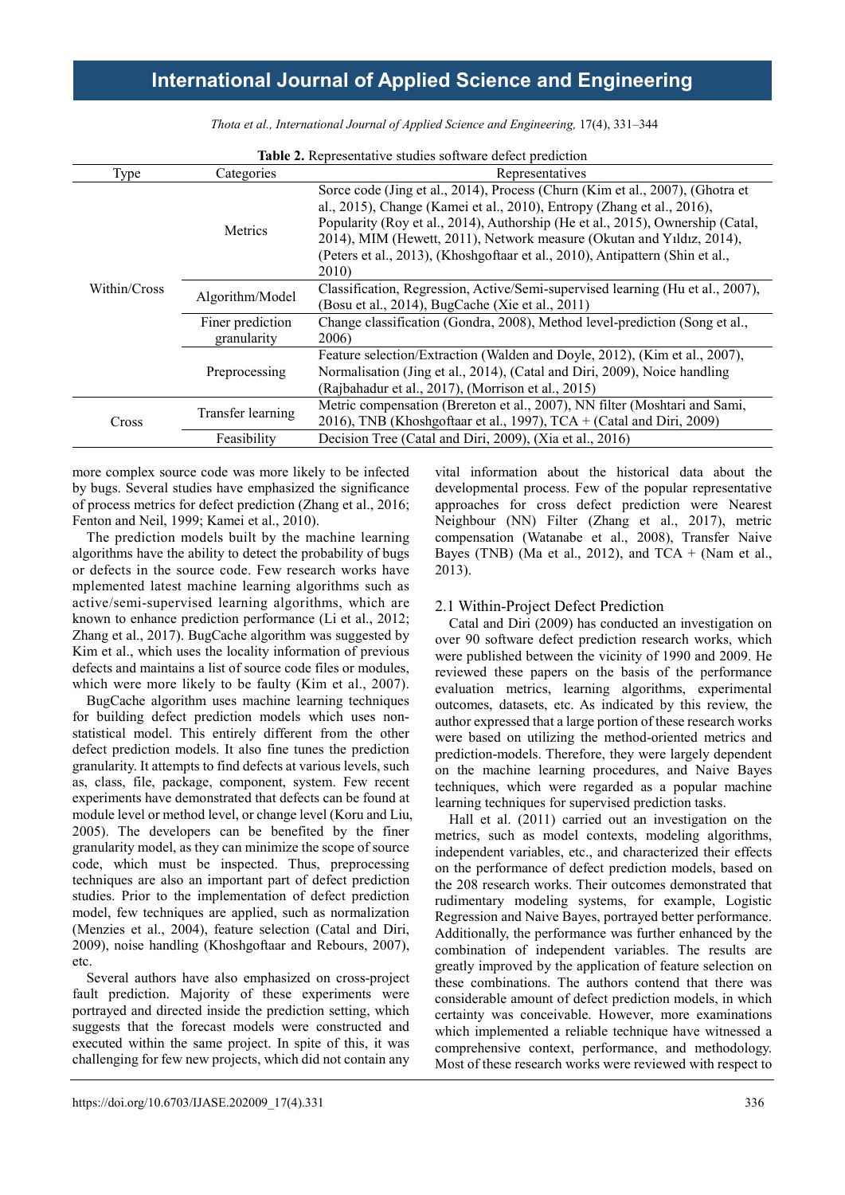**Table 2.** Representative studies software defect prediction

| Type | Categories | Representatives |
|---|---|---|
| Within/Cross | Metrics | Sorce code (Jing et al., 2014), Process (Churn (Kim et al., 2007), (Ghotra et al., 2015), Change (Kamei et al., 2010), Entropy (Zhang et al., 2016), Popularity (Roy et al., 2014), Authorship (He et al., 2015), Ownership (Catal, 2014), MIM (Hewett, 2011), Network measure (Okutan and Yıldız, 2014), (Peters et al., 2013), (Khoshgoftaar et al., 2010), Antipattern (Shin et al., 2010) |
| | Algorithm/Model | Classification, Regression, Active/Semi-supervised learning (Hu et al., 2007), (Bosu et al., 2014), BugCache (Xie et al., 2011) |
| | Finer prediction granularity | Change classification (Gondra, 2008), Method level-prediction (Song et al., 2006) |
| | Preprocessing | Feature selection/Extraction (Walden and Doyle, 2012), (Kim et al., 2007), Normalisation (Jing et al., 2014), (Catal and Diri, 2009), Noice handling (Rajbahadur et al., 2017), (Morrison et al., 2015) |
| Cross | Transfer learning | Metric compensation (Brereton et al., 2007), NN filter (Moshtari and Sami, 2016), TNB (Khoshgoftaar et al., 1997), TCA + (Catal and Diri, 2009) |
| | Feasibility | Decision Tree (Catal and Diri, 2009), (Xia et al., 2016) |

more complex source code was more likely to be infected by bugs. Several studies have emphasized the significance of process metrics for defect prediction (Zhang et al., 2016; Fenton and Neil, 1999; Kamei et al., 2010).

The prediction models built by the machine learning algorithms have the ability to detect the probability of bugs or defects in the source code. Few research works have mplemented latest machine learning algorithms such as active/semi-supervised learning algorithms, which are known to enhance prediction performance (Li et al., 2012; Zhang et al., 2017). BugCache algorithm was suggested by Kim et al., which uses the locality information of previous defects and maintains a list of source code files or modules, which were more likely to be faulty (Kim et al., 2007).

BugCache algorithm uses machine learning techniques for building defect prediction models which uses non-statistical model. This entirely different from the other defect prediction models. It also fine tunes the prediction granularity. It attempts to find defects at various levels, such as, class, file, package, component, system. Few recent experiments have demonstrated that defects can be found at module level or method level, or change level (Koru and Liu, 2005). The developers can be benefited by the finer granularity model, as they can minimize the scope of source code, which must be inspected. Thus, preprocessing techniques are also an important part of defect prediction studies. Prior to the implementation of defect prediction model, few techniques are applied, such as normalization (Menzies et al., 2004), feature selection (Catal and Diri, 2009), noise handling (Khoshgoftaar and Rebours, 2007), etc.

Several authors have also emphasized on cross-project fault prediction. Majority of these experiments were portrayed and directed inside the prediction setting, which suggests that the forecast models were constructed and executed within the same project. In spite of this, it was challenging for few new projects, which did not contain any vital information about the historical data about the developmental process. Few of the popular representative approaches for cross defect prediction were Nearest Neighbour (NN) Filter (Zhang et al., 2017), metric compensation (Watanabe et al., 2008), Transfer Naive Bayes (TNB) (Ma et al., 2012), and TCA + (Nam et al., 2013).

## 2.1 Within-Project Defect Prediction

Catal and Diri (2009) has conducted an investigation on over 90 software defect prediction research works, which were published between the vicinity of 1990 and 2009. He reviewed these papers on the basis of the performance evaluation metrics, learning algorithms, experimental outcomes, datasets, etc. As indicated by this review, the author expressed that a large portion of these research works were based on utilizing the method-oriented metrics and prediction-models. Therefore, they were largely dependent on the machine learning procedures, and Naive Bayes techniques, which were regarded as a popular machine learning techniques for supervised prediction tasks.

Hall et al. (2011) carried out an investigation on the metrics, such as model contexts, modeling algorithms, independent variables, etc., and characterized their effects on the performance of defect prediction models, based on the 208 research works. Their outcomes demonstrated that rudimentary modeling systems, for example, Logistic Regression and Naive Bayes, portrayed better performance. Additionally, the performance was further enhanced by the combination of independent variables. The results are greatly improved by the application of feature selection on these combinations. The authors contend that there was considerable amount of defect prediction models, in which certainty was conceivable. However, more examinations which implemented a reliable technique have witnessed a comprehensive context, performance, and methodology. Most of these research works were reviewed with respect to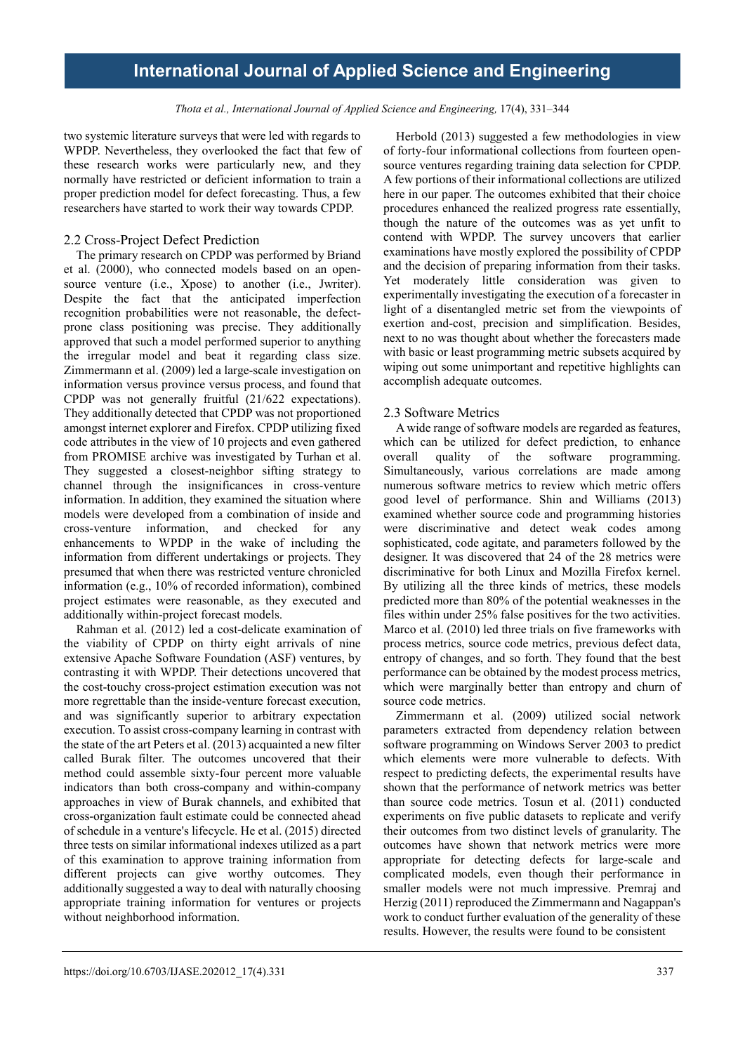two systemic literature surveys that were led with regards to WPDP. Nevertheless, they overlooked the fact that few of these research works were particularly new, and they normally have restricted or deficient information to train a proper prediction model for defect forecasting. Thus, a few researchers have started to work their way towards CPDP.

### 2.2 Cross-Project Defect Prediction

The primary research on CPDP was performed by Briand et al. (2000), who connected models based on an open-source venture (i.e., Xpose) to another (i.e., Jwriter). Despite the fact that the anticipated imperfection recognition probabilities were not reasonable, the defect-prone class positioning was precise. They additionally approved that such a model performed superior to anything the irregular model and beat it regarding class size. Zimmermann et al. (2009) led a large-scale investigation on information versus province versus process, and found that CPDP was not generally fruitful (21/622 expectations). They additionally detected that CPDP was not proportioned amongst internet explorer and Firefox. CPDP utilizing fixed code attributes in the view of 10 projects and even gathered from PROMISE archive was investigated by Turhan et al. They suggested a closest-neighbor sifting strategy to channel through the insignificances in cross-venture information. In addition, they examined the situation where models were developed from a combination of inside and cross-venture information, and checked for any enhancements to WPDP in the wake of including the information from different undertakings or projects. They presumed that when there was restricted venture chronicled information (e.g., 10% of recorded information), combined project estimates were reasonable, as they executed and additionally within-project forecast models.

Rahman et al. (2012) led a cost-delicate examination of the viability of CPDP on thirty eight arrivals of nine extensive Apache Software Foundation (ASF) ventures, by contrasting it with WPDP. Their detections uncovered that the cost-touchy cross-project estimation execution was not more regrettable than the inside-venture forecast execution, and was significantly superior to arbitrary expectation execution. To assist cross-company learning in contrast with the state of the art Peters et al. (2013) acquainted a new filter called Burak filter. The outcomes uncovered that their method could assemble sixty-four percent more valuable indicators than both cross-company and within-company approaches in view of Burak channels, and exhibited that cross-organization fault estimate could be connected ahead of schedule in a venture's lifecycle. He et al. (2015) directed three tests on similar informational indexes utilized as a part of this examination to approve training information from different projects can give worthy outcomes. They additionally suggested a way to deal with naturally choosing appropriate training information for ventures or projects without neighborhood information.

Herbold (2013) suggested a few methodologies in view of forty-four informational collections from fourteen open-source ventures regarding training data selection for CPDP. A few portions of their informational collections are utilized here in our paper. The outcomes exhibited that their choice procedures enhanced the realized progress rate essentially, though the nature of the outcomes was as yet unfit to contend with WPDP. The survey uncovers that earlier examinations have mostly explored the possibility of CPDP and the decision of preparing information from their tasks. Yet moderately little consideration was given to experimentally investigating the execution of a forecaster in light of a disentangled metric set from the viewpoints of exertion and-cost, precision and simplification. Besides, next to no was thought about whether the forecasters made with basic or least programming metric subsets acquired by wiping out some unimportant and repetitive highlights can accomplish adequate outcomes.

### 2.3 Software Metrics

A wide range of software models are regarded as features, which can be utilized for defect prediction, to enhance overall quality of the software programming. Simultaneously, various correlations are made among numerous software metrics to review which metric offers good level of performance. Shin and Williams (2013) examined whether source code and programming histories were discriminative and detect weak codes among sophisticated, code agitate, and parameters followed by the designer. It was discovered that 24 of the 28 metrics were discriminative for both Linux and Mozilla Firefox kernel. By utilizing all the three kinds of metrics, these models predicted more than 80% of the potential weaknesses in the files within under 25% false positives for the two activities. Marco et al. (2010) led three trials on five frameworks with process metrics, source code metrics, previous defect data, entropy of changes, and so forth. They found that the best performance can be obtained by the modest process metrics, which were marginally better than entropy and churn of source code metrics.

Zimmermann et al. (2009) utilized social network parameters extracted from dependency relation between software programming on Windows Server 2003 to predict which elements were more vulnerable to defects. With respect to predicting defects, the experimental results have shown that the performance of network metrics was better than source code metrics. Tosun et al. (2011) conducted experiments on five public datasets to replicate and verify their outcomes from two distinct levels of granularity. The outcomes have shown that network metrics were more appropriate for detecting defects for large-scale and complicated models, even though their performance in smaller models were not much impressive. Premraj and Herzig (2011) reproduced the Zimmermann and Nagappan's work to conduct further evaluation of the generality of these results. However, the results were found to be consistent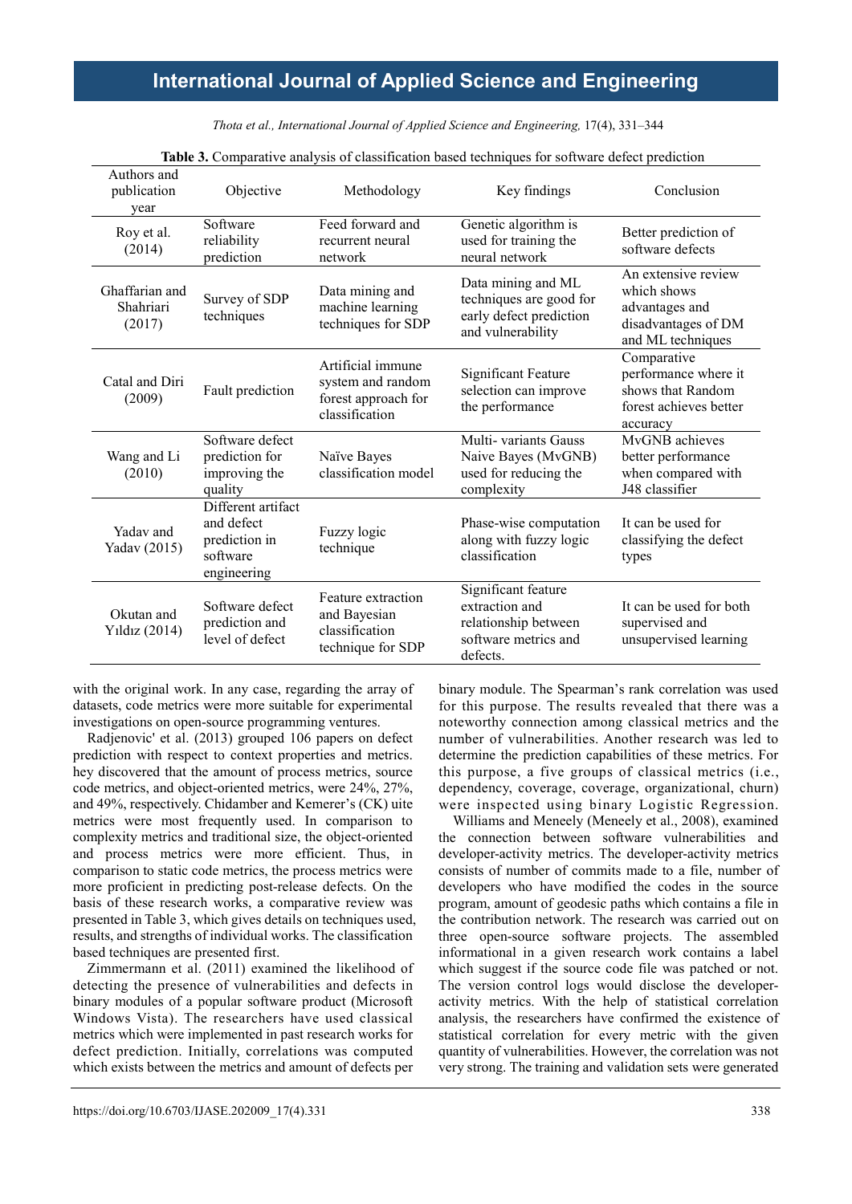**Table 3.** Comparative analysis of classification based techniques for software defect prediction

| Authors and publication year | Objective | Methodology | Key findings | Conclusion |
|---|---|---|---|---|
| Roy et al. (2014) | Software reliability prediction | Feed forward and recurrent neural network | Genetic algorithm is used for training the neural network | Better prediction of software defects |
| Ghaffarian and Shahriari (2017) | Survey of SDP techniques | Data mining and machine learning techniques for SDP | Data mining and ML techniques are good for early defect prediction and vulnerability | An extensive review which shows advantages and disadvantages of DM and ML techniques |
| Catal and Diri (2009) | Fault prediction | Artificial immune system and random forest approach for classification | Significant Feature selection can improve the performance | Comparative performance where it shows that Random forest achieves better accuracy |
| Wang and Li (2010) | Software defect prediction for improving the quality | Naïve Bayes classification model | Multi- variants Gauss Naive Bayes (MvGNB) used for reducing the complexity | MvGNB achieves better performance when compared with J48 classifier |
| Yadav and Yadav (2015) | Different artifact and defect prediction in software engineering | Fuzzy logic technique | Phase-wise computation along with fuzzy logic classification | It can be used for classifying the defect types |
| Okutan and Yıldız (2014) | Software defect prediction and level of defect | Feature extraction and Bayesian classification technique for SDP | Significant feature extraction and relationship between software metrics and defects. | It can be used for both supervised and unsupervised learning |

with the original work. In any case, regarding the array of datasets, code metrics were more suitable for experimental investigations on open-source programming ventures.

Radjenovic' et al. (2013) grouped 106 papers on defect prediction with respect to context properties and metrics. hey discovered that the amount of process metrics, source code metrics, and object-oriented metrics, were 24%, 27%, and 49%, respectively. Chidamber and Kemerer's (CK) uite metrics were most frequently used. In comparison to complexity metrics and traditional size, the object-oriented and process metrics were more efficient. Thus, in comparison to static code metrics, the process metrics were more proficient in predicting post-release defects. On the basis of these research works, a comparative review was presented in Table 3, which gives details on techniques used, results, and strengths of individual works. The classification based techniques are presented first.

Zimmermann et al. (2011) examined the likelihood of detecting the presence of vulnerabilities and defects in binary modules of a popular software product (Microsoft Windows Vista). The researchers have used classical metrics which were implemented in past research works for defect prediction. Initially, correlations was computed which exists between the metrics and amount of defects per binary module. The Spearman's rank correlation was used for this purpose. The results revealed that there was a noteworthy connection among classical metrics and the number of vulnerabilities. Another research was led to determine the prediction capabilities of these metrics. For this purpose, a five groups of classical metrics (i.e., dependency, coverage, coverage, organizational, churn) were inspected using binary Logistic Regression.

Williams and Meneely (Meneely et al., 2008), examined the connection between software vulnerabilities and developer-activity metrics. The developer-activity metrics consists of number of commits made to a file, number of developers who have modified the codes in the source program, amount of geodesic paths which contains a file in the contribution network. The research was carried out on three open-source software projects. The assembled informational in a given research work contains a label which suggest if the source code file was patched or not. The version control logs would disclose the developer-activity metrics. With the help of statistical correlation analysis, the researchers have confirmed the existence of statistical correlation for every metric with the given quantity of vulnerabilities. However, the correlation was not very strong. The training and validation sets were generated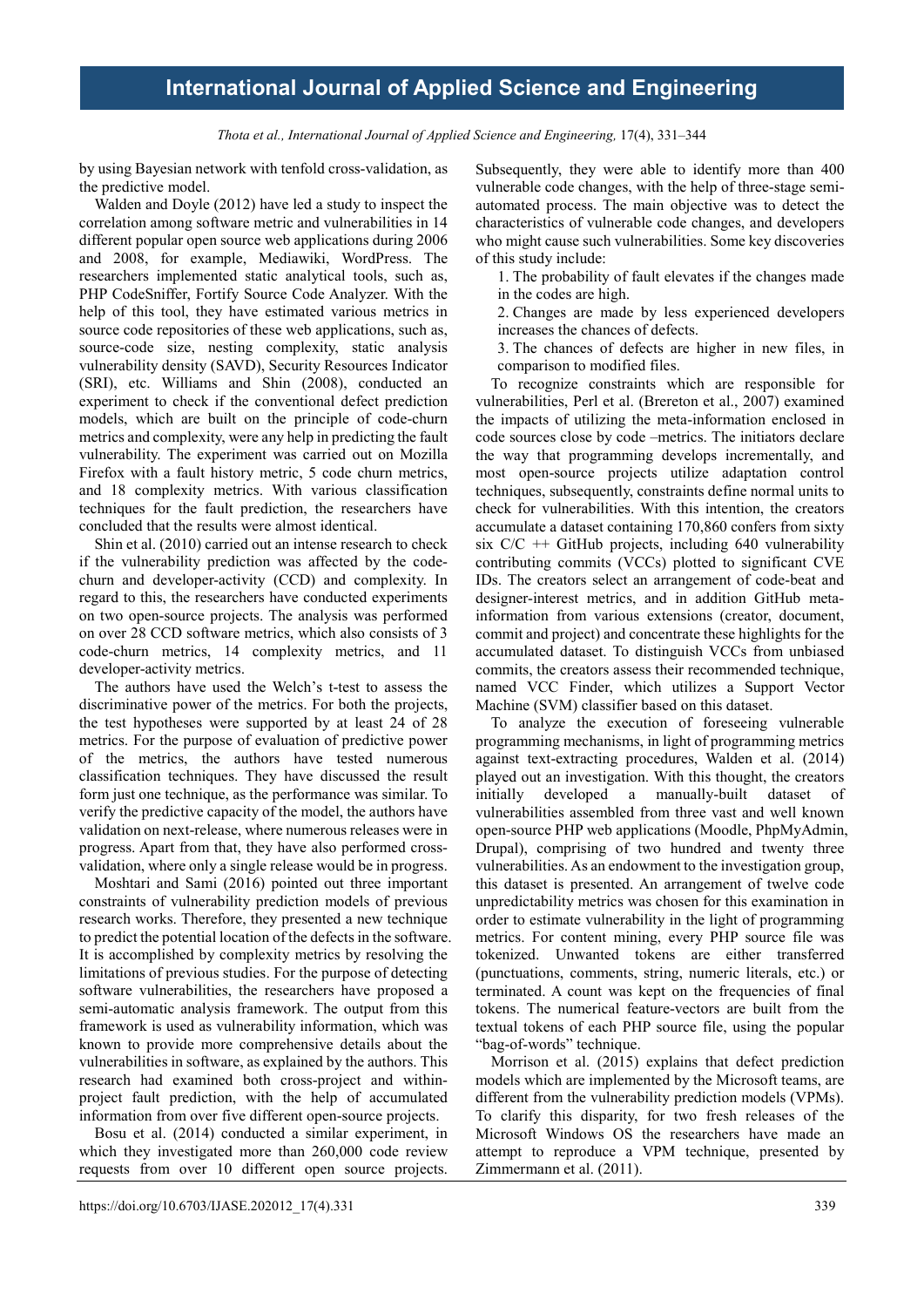by using Bayesian network with tenfold cross-validation, as the predictive model.

Walden and Doyle (2012) have led a study to inspect the correlation among software metric and vulnerabilities in 14 different popular open source web applications during 2006 and 2008, for example, Mediawiki, WordPress. The researchers implemented static analytical tools, such as, PHP CodeSniffer, Fortify Source Code Analyzer. With the help of this tool, they have estimated various metrics in source code repositories of these web applications, such as, source-code size, nesting complexity, static analysis vulnerability density (SAVD), Security Resources Indicator (SRI), etc. Williams and Shin (2008), conducted an experiment to check if the conventional defect prediction models, which are built on the principle of code-churn metrics and complexity, were any help in predicting the fault vulnerability. The experiment was carried out on Mozilla Firefox with a fault history metric, 5 code churn metrics, and 18 complexity metrics. With various classification techniques for the fault prediction, the researchers have concluded that the results were almost identical.

Shin et al. (2010) carried out an intense research to check if the vulnerability prediction was affected by the code-churn and developer-activity (CCD) and complexity. In regard to this, the researchers have conducted experiments on two open-source projects. The analysis was performed on over 28 CCD software metrics, which also consists of 3 code-churn metrics, 14 complexity metrics, and 11 developer-activity metrics.

The authors have used the Welch's t-test to assess the discriminative power of the metrics. For both the projects, the test hypotheses were supported by at least 24 of 28 metrics. For the purpose of evaluation of predictive power of the metrics, the authors have tested numerous classification techniques. They have discussed the result form just one technique, as the performance was similar. To verify the predictive capacity of the model, the authors have validation on next-release, where numerous releases were in progress. Apart from that, they have also performed cross-validation, where only a single release would be in progress.

Moshtari and Sami (2016) pointed out three important constraints of vulnerability prediction models of previous research works. Therefore, they presented a new technique to predict the potential location of the defects in the software. It is accomplished by complexity metrics by resolving the limitations of previous studies. For the purpose of detecting software vulnerabilities, the researchers have proposed a semi-automatic analysis framework. The output from this framework is used as vulnerability information, which was known to provide more comprehensive details about the vulnerabilities in software, as explained by the authors. This research had examined both cross-project and within-project fault prediction, with the help of accumulated information from over five different open-source projects.

Bosu et al. (2014) conducted a similar experiment, in which they investigated more than 260,000 code review requests from over 10 different open source projects. Subsequently, they were able to identify more than 400 vulnerable code changes, with the help of three-stage semi-automated process. The main objective was to detect the characteristics of vulnerable code changes, and developers who might cause such vulnerabilities. Some key discoveries of this study include:

1. The probability of fault elevates if the changes made in the codes are high.
2. Changes are made by less experienced developers increases the chances of defects.
3. The chances of defects are higher in new files, in comparison to modified files.

To recognize constraints which are responsible for vulnerabilities, Perl et al. (Brereton et al., 2007) examined the impacts of utilizing the meta-information enclosed in code sources close by code –metrics. The initiators declare the way that programming develops incrementally, and most open-source projects utilize adaptation control techniques, subsequently, constraints define normal units to check for vulnerabilities. With this intention, the creators accumulate a dataset containing 170,860 confers from sixty six C/C ++ GitHub projects, including 640 vulnerability contributing commits (VCCs) plotted to significant CVE IDs. The creators select an arrangement of code-beat and designer-interest metrics, and in addition GitHub meta-information from various extensions (creator, document, commit and project) and concentrate these highlights for the accumulated dataset. To distinguish VCCs from unbiased commits, the creators assess their recommended technique, named VCC Finder, which utilizes a Support Vector Machine (SVM) classifier based on this dataset.

To analyze the execution of foreseeing vulnerable programming mechanisms, in light of programming metrics against text-extracting procedures, Walden et al. (2014) played out an investigation. With this thought, the creators initially developed a manually-built dataset of vulnerabilities assembled from three vast and well known open-source PHP web applications (Moodle, PhpMyAdmin, Drupal), comprising of two hundred and twenty three vulnerabilities. As an endowment to the investigation group, this dataset is presented. An arrangement of twelve code unpredictability metrics was chosen for this examination in order to estimate vulnerability in the light of programming metrics. For content mining, every PHP source file was tokenized. Unwanted tokens are either transferred (punctuations, comments, string, numeric literals, etc.) or terminated. A count was kept on the frequencies of final tokens. The numerical feature-vectors are built from the textual tokens of each PHP source file, using the popular "bag-of-words" technique.

Morrison et al. (2015) explains that defect prediction models which are implemented by the Microsoft teams, are different from the vulnerability prediction models (VPMs). To clarify this disparity, for two fresh releases of the Microsoft Windows OS the researchers have made an attempt to reproduce a VPM technique, presented by Zimmermann et al. (2011).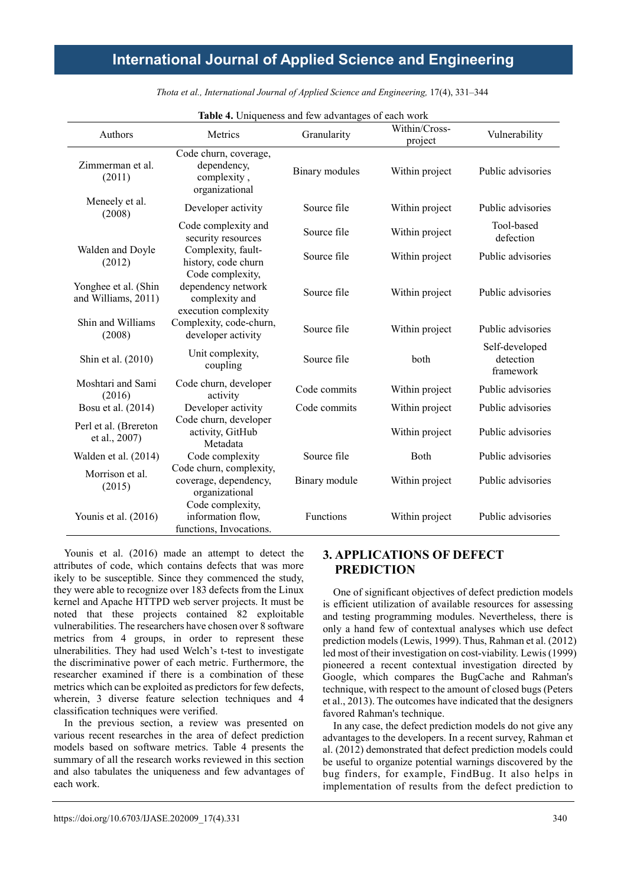**Table 4.** Uniqueness and few advantages of each work

| Authors | Metrics | Granularity | Within/Cross-project | Vulnerability |
|---|---|---|---|---|
| Zimmerman et al. (2011) | Code churn, coverage, dependency, complexity , organizational | Binary modules | Within project | Public advisories |
| Meneely et al. (2008) | Developer activity | Source file | Within project | Public advisories |
| | Code complexity and security resources | Source file | Within project | Tool-based defection |
| Walden and Doyle (2012) | Complexity, fault-history, code churn | Source file | Within project | Public advisories |
| Yonghee et al. (Shin and Williams, 2011) | Code complexity, dependency network complexity and execution complexity | Source file | Within project | Public advisories |
| Shin and Williams (2008) | Complexity, code-churn, developer activity | Source file | Within project | Public advisories |
| Shin et al. (2010) | Unit complexity, coupling | Source file | both | Self-developed detection framework |
| Moshtari and Sami (2016) | Code churn, developer activity | Code commits | Within project | Public advisories |
| Bosu et al. (2014) | Developer activity | Code commits | Within project | Public advisories |
| Perl et al. (Brereton et al., 2007) | Code churn, developer activity, GitHub Metadata | | Within project | Public advisories |
| Walden et al. (2014) | Code complexity | Source file | Both | Public advisories |
| Morrison et al. (2015) | Code churn, complexity, coverage, dependency, organizational | Binary module | Within project | Public advisories |
| Younis et al. (2016) | Code complexity, information flow, functions, Invocations. | Functions | Within project | Public advisories |

Younis et al. (2016) made an attempt to detect the attributes of code, which contains defects that was more ikely to be susceptible. Since they commenced the study, they were able to recognize over 183 defects from the Linux kernel and Apache HTTPD web server projects. It must be noted that these projects contained 82 exploitable vulnerabilities. The researchers have chosen over 8 software metrics from 4 groups, in order to represent these ulnerabilities. They had used Welch's t-test to investigate the discriminative power of each metric. Furthermore, the researcher examined if there is a combination of these metrics which can be exploited as predictors for few defects, wherein, 3 diverse feature selection techniques and 4 classification techniques were verified.

In the previous section, a review was presented on various recent researches in the area of defect prediction models based on software metrics. Table 4 presents the summary of all the research works reviewed in this section and also tabulates the uniqueness and few advantages of each work.

## 3. APPLICATIONS OF DEFECT PREDICTION

One of significant objectives of defect prediction models is efficient utilization of available resources for assessing and testing programming modules. Nevertheless, there is only a hand few of contextual analyses which use defect prediction models (Lewis, 1999). Thus, Rahman et al. (2012) led most of their investigation on cost-viability. Lewis (1999) pioneered a recent contextual investigation directed by Google, which compares the BugCache and Rahman's technique, with respect to the amount of closed bugs (Peters et al., 2013). The outcomes have indicated that the designers favored Rahman's technique.

In any case, the defect prediction models do not give any advantages to the developers. In a recent survey, Rahman et al. (2012) demonstrated that defect prediction models could be useful to organize potential warnings discovered by the bug finders, for example, FindBug. It also helps in implementation of results from the defect prediction to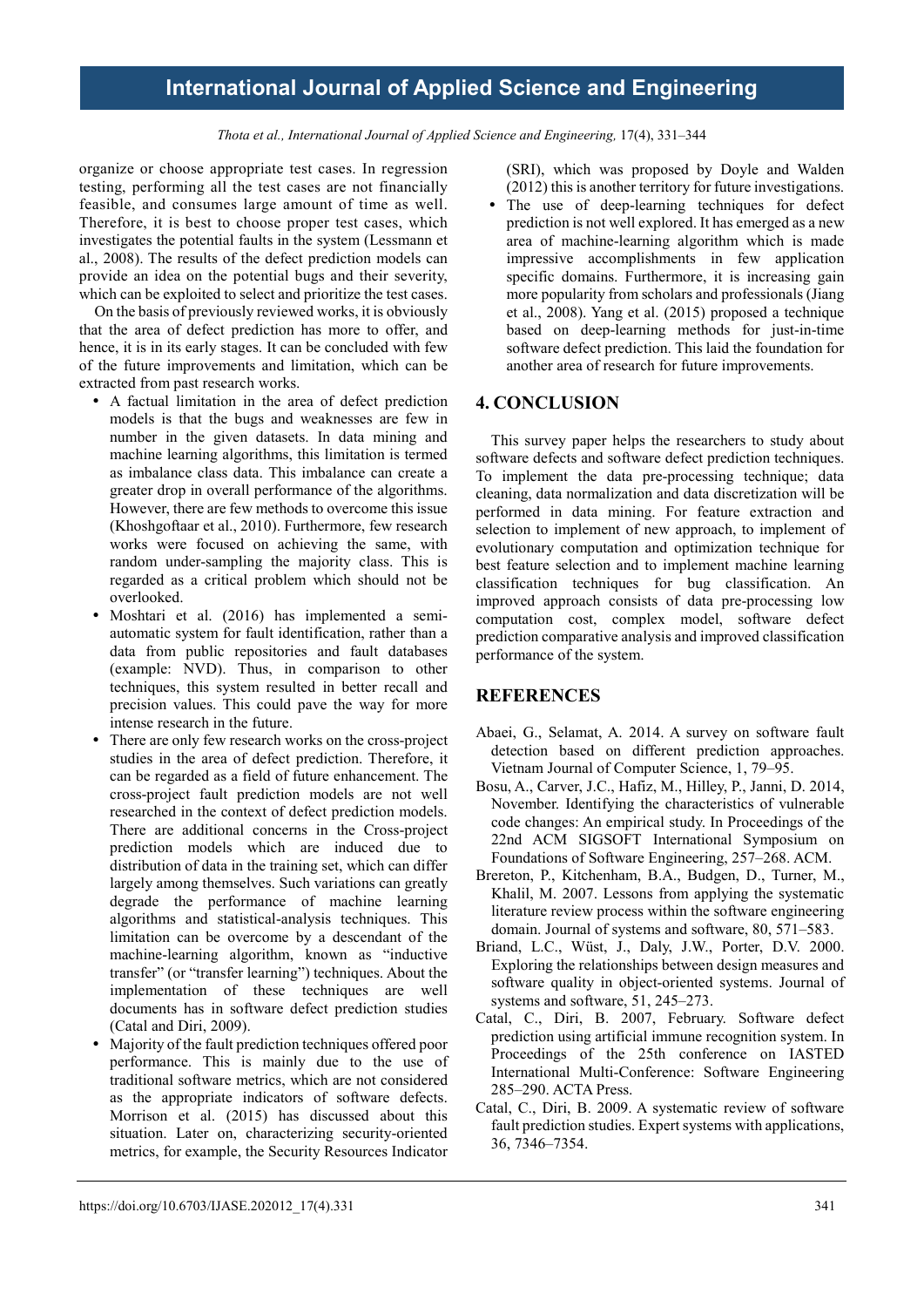organize or choose appropriate test cases. In regression testing, performing all the test cases are not financially feasible, and consumes large amount of time as well. Therefore, it is best to choose proper test cases, which investigates the potential faults in the system (Lessmann et al., 2008). The results of the defect prediction models can provide an idea on the potential bugs and their severity, which can be exploited to select and prioritize the test cases.

On the basis of previously reviewed works, it is obviously that the area of defect prediction has more to offer, and hence, it is in its early stages. It can be concluded with few of the future improvements and limitation, which can be extracted from past research works.

- A factual limitation in the area of defect prediction models is that the bugs and weaknesses are few in number in the given datasets. In data mining and machine learning algorithms, this limitation is termed as imbalance class data. This imbalance can create a greater drop in overall performance of the algorithms. However, there are few methods to overcome this issue (Khoshgoftaar et al., 2010). Furthermore, few research works were focused on achieving the same, with random under-sampling the majority class. This is regarded as a critical problem which should not be overlooked.
- Moshtari et al. (2016) has implemented a semi-automatic system for fault identification, rather than a data from public repositories and fault databases (example: NVD). Thus, in comparison to other techniques, this system resulted in better recall and precision values. This could pave the way for more intense research in the future.
- There are only few research works on the cross-project studies in the area of defect prediction. Therefore, it can be regarded as a field of future enhancement. The cross-project fault prediction models are not well researched in the context of defect prediction models. There are additional concerns in the Cross-project prediction models which are induced due to distribution of data in the training set, which can differ largely among themselves. Such variations can greatly degrade the performance of machine learning algorithms and statistical-analysis techniques. This limitation can be overcome by a descendant of the machine-learning algorithm, known as "inductive transfer" (or "transfer learning") techniques. About the implementation of these techniques are well documents has in software defect prediction studies (Catal and Diri, 2009).
- Majority of the fault prediction techniques offered poor performance. This is mainly due to the use of traditional software metrics, which are not considered as the appropriate indicators of software defects. Morrison et al. (2015) has discussed about this situation. Later on, characterizing security-oriented metrics, for example, the Security Resources Indicator (SRI), which was proposed by Doyle and Walden (2012) this is another territory for future investigations.
- The use of deep-learning techniques for defect prediction is not well explored. It has emerged as a new area of machine-learning algorithm which is made impressive accomplishments in few application specific domains. Furthermore, it is increasing gain more popularity from scholars and professionals (Jiang et al., 2008). Yang et al. (2015) proposed a technique based on deep-learning methods for just-in-time software defect prediction. This laid the foundation for another area of research for future improvements.

## 4. CONCLUSION

This survey paper helps the researchers to study about software defects and software defect prediction techniques. To implement the data pre-processing technique; data cleaning, data normalization and data discretization will be performed in data mining. For feature extraction and selection to implement of new approach, to implement of evolutionary computation and optimization technique for best feature selection and to implement machine learning classification techniques for bug classification. An improved approach consists of data pre-processing low computation cost, complex model, software defect prediction comparative analysis and improved classification performance of the system.

## REFERENCES

Abaei, G., Selamat, A. 2014. A survey on software fault detection based on different prediction approaches. Vietnam Journal of Computer Science, 1, 79–95.

Bosu, A., Carver, J.C., Hafiz, M., Hilley, P., Janni, D. 2014, November. Identifying the characteristics of vulnerable code changes: An empirical study. In Proceedings of the 22nd ACM SIGSOFT International Symposium on Foundations of Software Engineering, 257–268. ACM.

Brereton, P., Kitchenham, B.A., Budgen, D., Turner, M., Khalil, M. 2007. Lessons from applying the systematic literature review process within the software engineering domain. Journal of systems and software, 80, 571–583.

Briand, L.C., Wüst, J., Daly, J.W., Porter, D.V. 2000. Exploring the relationships between design measures and software quality in object-oriented systems. Journal of systems and software, 51, 245–273.

Catal, C., Diri, B. 2007, February. Software defect prediction using artificial immune recognition system. In Proceedings of the 25th conference on IASTED International Multi-Conference: Software Engineering 285–290. ACTA Press.

Catal, C., Diri, B. 2009. A systematic review of software fault prediction studies. Expert systems with applications, 36, 7346–7354.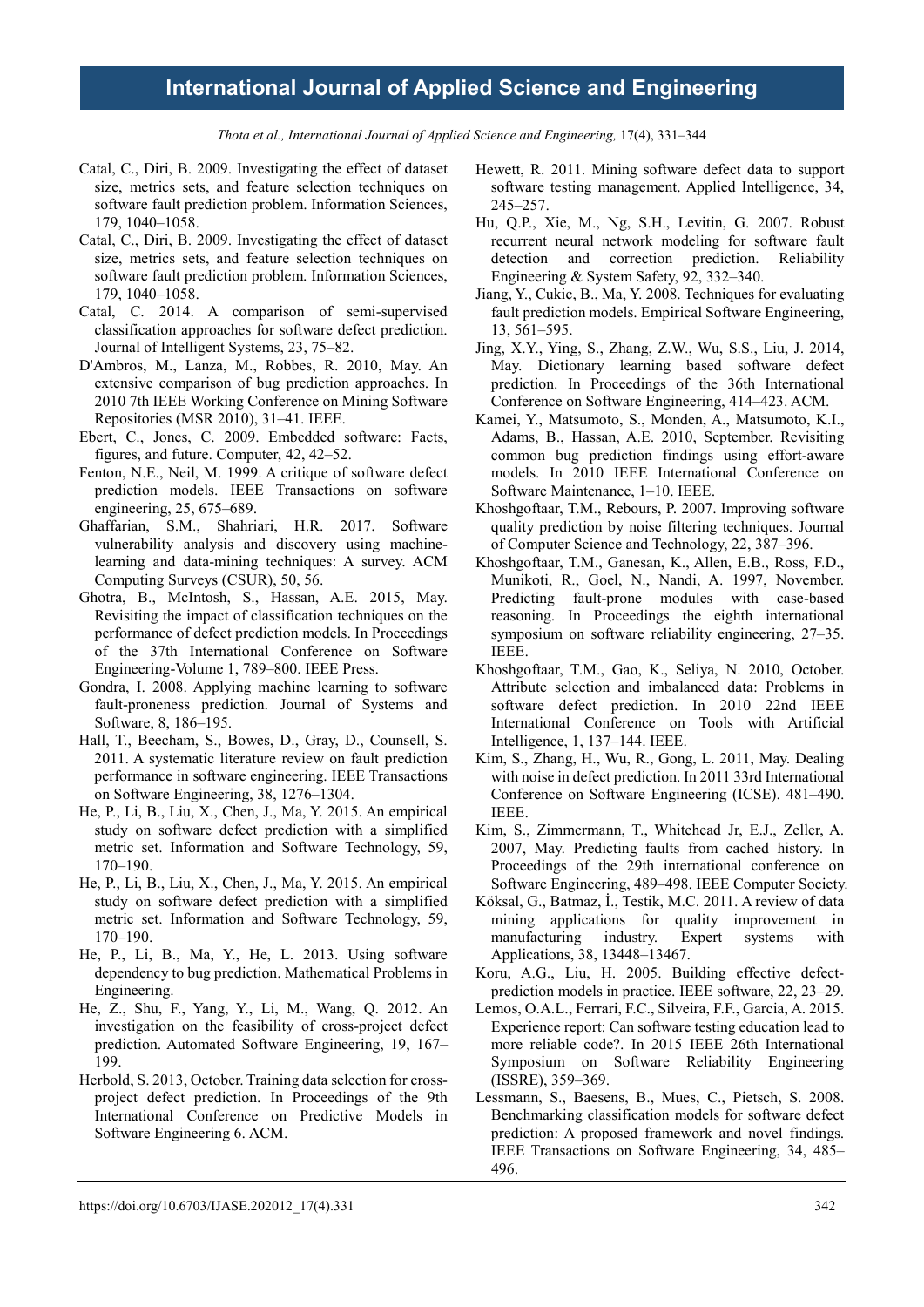Catal, C., Diri, B. 2009. Investigating the effect of dataset size, metrics sets, and feature selection techniques on software fault prediction problem. Information Sciences, 179, 1040–1058.

Catal, C., Diri, B. 2009. Investigating the effect of dataset size, metrics sets, and feature selection techniques on software fault prediction problem. Information Sciences, 179, 1040–1058.

Catal, C. 2014. A comparison of semi-supervised classification approaches for software defect prediction. Journal of Intelligent Systems, 23, 75–82.

D'Ambros, M., Lanza, M., Robbes, R. 2010, May. An extensive comparison of bug prediction approaches. In 2010 7th IEEE Working Conference on Mining Software Repositories (MSR 2010), 31–41. IEEE.

Ebert, C., Jones, C. 2009. Embedded software: Facts, figures, and future. Computer, 42, 42–52.

Fenton, N.E., Neil, M. 1999. A critique of software defect prediction models. IEEE Transactions on software engineering, 25, 675–689.

Ghaffarian, S.M., Shahriari, H.R. 2017. Software vulnerability analysis and discovery using machine-learning and data-mining techniques: A survey. ACM Computing Surveys (CSUR), 50, 56.

Ghotra, B., McIntosh, S., Hassan, A.E. 2015, May. Revisiting the impact of classification techniques on the performance of defect prediction models. In Proceedings of the 37th International Conference on Software Engineering-Volume 1, 789–800. IEEE Press.

Gondra, I. 2008. Applying machine learning to software fault-proneness prediction. Journal of Systems and Software, 8, 186–195.

Hall, T., Beecham, S., Bowes, D., Gray, D., Counsell, S. 2011. A systematic literature review on fault prediction performance in software engineering. IEEE Transactions on Software Engineering, 38, 1276–1304.

He, P., Li, B., Liu, X., Chen, J., Ma, Y. 2015. An empirical study on software defect prediction with a simplified metric set. Information and Software Technology, 59, 170–190.

He, P., Li, B., Liu, X., Chen, J., Ma, Y. 2015. An empirical study on software defect prediction with a simplified metric set. Information and Software Technology, 59, 170–190.

He, P., Li, B., Ma, Y., He, L. 2013. Using software dependency to bug prediction. Mathematical Problems in Engineering.

He, Z., Shu, F., Yang, Y., Li, M., Wang, Q. 2012. An investigation on the feasibility of cross-project defect prediction. Automated Software Engineering, 19, 167–199.

Herbold, S. 2013, October. Training data selection for cross-project defect prediction. In Proceedings of the 9th International Conference on Predictive Models in Software Engineering 6. ACM.

Hewett, R. 2011. Mining software defect data to support software testing management. Applied Intelligence, 34, 245–257.

Hu, Q.P., Xie, M., Ng, S.H., Levitin, G. 2007. Robust recurrent neural network modeling for software fault detection and correction prediction. Reliability Engineering & System Safety, 92, 332–340.

Jiang, Y., Cukic, B., Ma, Y. 2008. Techniques for evaluating fault prediction models. Empirical Software Engineering, 13, 561–595.

Jing, X.Y., Ying, S., Zhang, Z.W., Wu, S.S., Liu, J. 2014, May. Dictionary learning based software defect prediction. In Proceedings of the 36th International Conference on Software Engineering, 414–423. ACM.

Kamei, Y., Matsumoto, S., Monden, A., Matsumoto, K.I., Adams, B., Hassan, A.E. 2010, September. Revisiting common bug prediction findings using effort-aware models. In 2010 IEEE International Conference on Software Maintenance, 1–10. IEEE.

Khoshgoftaar, T.M., Rebours, P. 2007. Improving software quality prediction by noise filtering techniques. Journal of Computer Science and Technology, 22, 387–396.

Khoshgoftaar, T.M., Ganesan, K., Allen, E.B., Ross, F.D., Munikoti, R., Goel, N., Nandi, A. 1997, November. Predicting fault-prone modules with case-based reasoning. In Proceedings the eighth international symposium on software reliability engineering, 27–35. IEEE.

Khoshgoftaar, T.M., Gao, K., Seliya, N. 2010, October. Attribute selection and imbalanced data: Problems in software defect prediction. In 2010 22nd IEEE International Conference on Tools with Artificial Intelligence, 1, 137–144. IEEE.

Kim, S., Zhang, H., Wu, R., Gong, L. 2011, May. Dealing with noise in defect prediction. In 2011 33rd International Conference on Software Engineering (ICSE). 481–490. IEEE.

Kim, S., Zimmermann, T., Whitehead Jr, E.J., Zeller, A. 2007, May. Predicting faults from cached history. In Proceedings of the 29th international conference on Software Engineering, 489–498. IEEE Computer Society.

Köksal, G., Batmaz, İ., Testik, M.C. 2011. A review of data mining applications for quality improvement in manufacturing industry. Expert systems with Applications, 38, 13448–13467.

Koru, A.G., Liu, H. 2005. Building effective defect-prediction models in practice. IEEE software, 22, 23–29.

Lemos, O.A.L., Ferrari, F.C., Silveira, F.F., Garcia, A. 2015. Experience report: Can software testing education lead to more reliable code?. In 2015 IEEE 26th International Symposium on Software Reliability Engineering (ISSRE), 359–369.

Lessmann, S., Baesens, B., Mues, C., Pietsch, S. 2008. Benchmarking classification models for software defect prediction: A proposed framework and novel findings. IEEE Transactions on Software Engineering, 34, 485–496.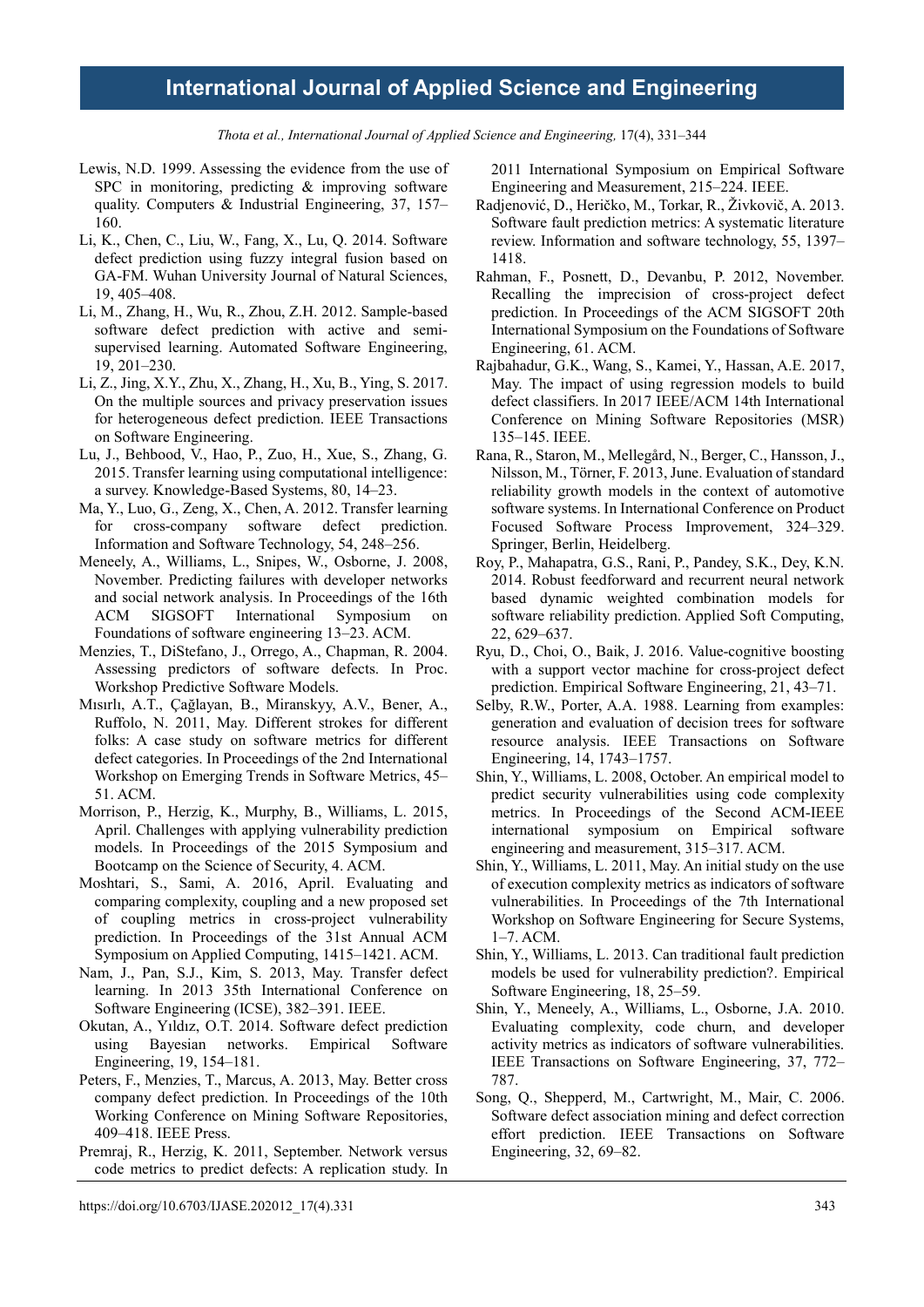Lewis, N.D. 1999. Assessing the evidence from the use of SPC in monitoring, predicting & improving software quality. Computers & Industrial Engineering, 37, 157–160.

Li, K., Chen, C., Liu, W., Fang, X., Lu, Q. 2014. Software defect prediction using fuzzy integral fusion based on GA-FM. Wuhan University Journal of Natural Sciences, 19, 405–408.

Li, M., Zhang, H., Wu, R., Zhou, Z.H. 2012. Sample-based software defect prediction with active and semi-supervised learning. Automated Software Engineering, 19, 201–230.

Li, Z., Jing, X.Y., Zhu, X., Zhang, H., Xu, B., Ying, S. 2017. On the multiple sources and privacy preservation issues for heterogeneous defect prediction. IEEE Transactions on Software Engineering.

Lu, J., Behbood, V., Hao, P., Zuo, H., Xue, S., Zhang, G. 2015. Transfer learning using computational intelligence: a survey. Knowledge-Based Systems, 80, 14–23.

Ma, Y., Luo, G., Zeng, X., Chen, A. 2012. Transfer learning for cross-company software defect prediction. Information and Software Technology, 54, 248–256.

Meneely, A., Williams, L., Snipes, W., Osborne, J. 2008, November. Predicting failures with developer networks and social network analysis. In Proceedings of the 16th ACM SIGSOFT International Symposium on Foundations of software engineering 13–23. ACM.

Menzies, T., DiStefano, J., Orrego, A., Chapman, R. 2004. Assessing predictors of software defects. In Proc. Workshop Predictive Software Models.

Mısırlı, A.T., Çağlayan, B., Miranskyy, A.V., Bener, A., Ruffolo, N. 2011, May. Different strokes for different folks: A case study on software metrics for different defect categories. In Proceedings of the 2nd International Workshop on Emerging Trends in Software Metrics, 45–51. ACM.

Morrison, P., Herzig, K., Murphy, B., Williams, L. 2015, April. Challenges with applying vulnerability prediction models. In Proceedings of the 2015 Symposium and Bootcamp on the Science of Security, 4. ACM.

Moshtari, S., Sami, A. 2016, April. Evaluating and comparing complexity, coupling and a new proposed set of coupling metrics in cross-project vulnerability prediction. In Proceedings of the 31st Annual ACM Symposium on Applied Computing, 1415–1421. ACM.

Nam, J., Pan, S.J., Kim, S. 2013, May. Transfer defect learning. In 2013 35th International Conference on Software Engineering (ICSE), 382–391. IEEE.

Okutan, A., Yıldız, O.T. 2014. Software defect prediction using Bayesian networks. Empirical Software Engineering, 19, 154–181.

Peters, F., Menzies, T., Marcus, A. 2013, May. Better cross company defect prediction. In Proceedings of the 10th Working Conference on Mining Software Repositories, 409–418. IEEE Press.

Premraj, R., Herzig, K. 2011, September. Network versus code metrics to predict defects: A replication study. In 2011 International Symposium on Empirical Software Engineering and Measurement, 215–224. IEEE.

Radjenović, D., Heričko, M., Torkar, R., Živkovič, A. 2013. Software fault prediction metrics: A systematic literature review. Information and software technology, 55, 1397–1418.

Rahman, F., Posnett, D., Devanbu, P. 2012, November. Recalling the imprecision of cross-project defect prediction. In Proceedings of the ACM SIGSOFT 20th International Symposium on the Foundations of Software Engineering, 61. ACM.

Rajbahadur, G.K., Wang, S., Kamei, Y., Hassan, A.E. 2017, May. The impact of using regression models to build defect classifiers. In 2017 IEEE/ACM 14th International Conference on Mining Software Repositories (MSR) 135–145. IEEE.

Rana, R., Staron, M., Mellegård, N., Berger, C., Hansson, J., Nilsson, M., Törner, F. 2013, June. Evaluation of standard reliability growth models in the context of automotive software systems. In International Conference on Product Focused Software Process Improvement, 324–329. Springer, Berlin, Heidelberg.

Roy, P., Mahapatra, G.S., Rani, P., Pandey, S.K., Dey, K.N. 2014. Robust feedforward and recurrent neural network based dynamic weighted combination models for software reliability prediction. Applied Soft Computing, 22, 629–637.

Ryu, D., Choi, O., Baik, J. 2016. Value-cognitive boosting with a support vector machine for cross-project defect prediction. Empirical Software Engineering, 21, 43–71.

Selby, R.W., Porter, A.A. 1988. Learning from examples: generation and evaluation of decision trees for software resource analysis. IEEE Transactions on Software Engineering, 14, 1743–1757.

Shin, Y., Williams, L. 2008, October. An empirical model to predict security vulnerabilities using code complexity metrics. In Proceedings of the Second ACM-IEEE international symposium on Empirical software engineering and measurement, 315–317. ACM.

Shin, Y., Williams, L. 2011, May. An initial study on the use of execution complexity metrics as indicators of software vulnerabilities. In Proceedings of the 7th International Workshop on Software Engineering for Secure Systems, 1–7. ACM.

Shin, Y., Williams, L. 2013. Can traditional fault prediction models be used for vulnerability prediction?. Empirical Software Engineering, 18, 25–59.

Shin, Y., Meneely, A., Williams, L., Osborne, J.A. 2010. Evaluating complexity, code churn, and developer activity metrics as indicators of software vulnerabilities. IEEE Transactions on Software Engineering, 37, 772–787.

Song, Q., Shepperd, M., Cartwright, M., Mair, C. 2006. Software defect association mining and defect correction effort prediction. IEEE Transactions on Software Engineering, 32, 69–82.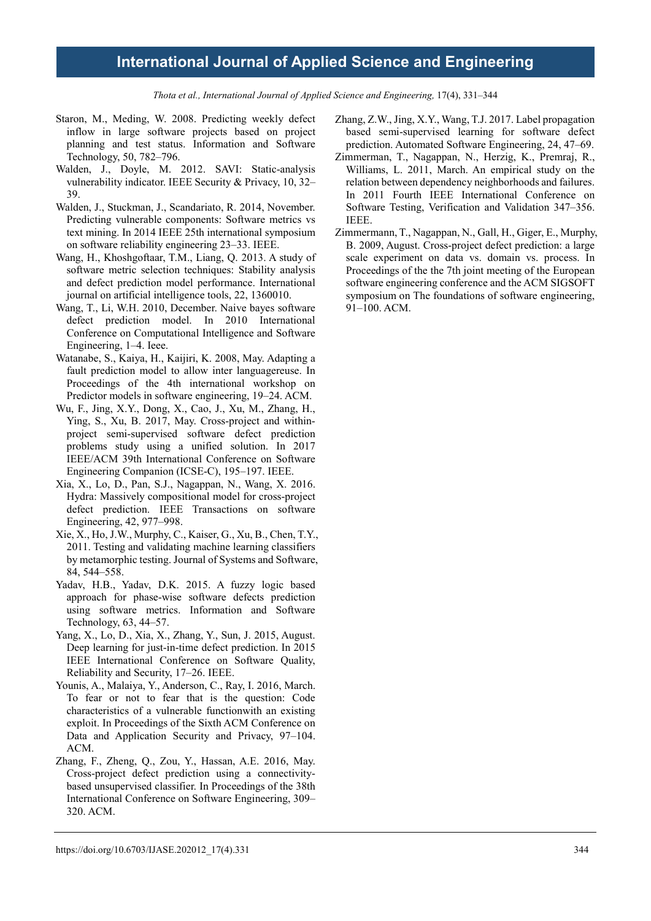Staron, M., Meding, W. 2008. Predicting weekly defect inflow in large software projects based on project planning and test status. Information and Software Technology, 50, 782–796.

Walden, J., Doyle, M. 2012. SAVI: Static-analysis vulnerability indicator. IEEE Security & Privacy, 10, 32–39.

Walden, J., Stuckman, J., Scandariato, R. 2014, November. Predicting vulnerable components: Software metrics vs text mining. In 2014 IEEE 25th international symposium on software reliability engineering 23–33. IEEE.

Wang, H., Khoshgoftaar, T.M., Liang, Q. 2013. A study of software metric selection techniques: Stability analysis and defect prediction model performance. International journal on artificial intelligence tools, 22, 1360010.

Wang, T., Li, W.H. 2010, December. Naive bayes software defect prediction model. In 2010 International Conference on Computational Intelligence and Software Engineering, 1–4. Ieee.

Watanabe, S., Kaiya, H., Kaijiri, K. 2008, May. Adapting a fault prediction model to allow inter languagereuse. In Proceedings of the 4th international workshop on Predictor models in software engineering, 19–24. ACM.

Wu, F., Jing, X.Y., Dong, X., Cao, J., Xu, M., Zhang, H., Ying, S., Xu, B. 2017, May. Cross-project and within-project semi-supervised software defect prediction problems study using a unified solution. In 2017 IEEE/ACM 39th International Conference on Software Engineering Companion (ICSE-C), 195–197. IEEE.

Xia, X., Lo, D., Pan, S.J., Nagappan, N., Wang, X. 2016. Hydra: Massively compositional model for cross-project defect prediction. IEEE Transactions on software Engineering, 42, 977–998.

Xie, X., Ho, J.W., Murphy, C., Kaiser, G., Xu, B., Chen, T.Y., 2011. Testing and validating machine learning classifiers by metamorphic testing. Journal of Systems and Software, 84, 544–558.

Yadav, H.B., Yadav, D.K. 2015. A fuzzy logic based approach for phase-wise software defects prediction using software metrics. Information and Software Technology, 63, 44–57.

Yang, X., Lo, D., Xia, X., Zhang, Y., Sun, J. 2015, August. Deep learning for just-in-time defect prediction. In 2015 IEEE International Conference on Software Quality, Reliability and Security, 17–26. IEEE.

Younis, A., Malaiya, Y., Anderson, C., Ray, I. 2016, March. To fear or not to fear that is the question: Code characteristics of a vulnerable functionwith an existing exploit. In Proceedings of the Sixth ACM Conference on Data and Application Security and Privacy, 97–104. ACM.

Zhang, F., Zheng, Q., Zou, Y., Hassan, A.E. 2016, May. Cross-project defect prediction using a connectivity-based unsupervised classifier. In Proceedings of the 38th International Conference on Software Engineering, 309–320. ACM.

Zhang, Z.W., Jing, X.Y., Wang, T.J. 2017. Label propagation based semi-supervised learning for software defect prediction. Automated Software Engineering, 24, 47–69.

Zimmerman, T., Nagappan, N., Herzig, K., Premraj, R., Williams, L. 2011, March. An empirical study on the relation between dependency neighborhoods and failures. In 2011 Fourth IEEE International Conference on Software Testing, Verification and Validation 347–356. IEEE.

Zimmermann, T., Nagappan, N., Gall, H., Giger, E., Murphy, B. 2009, August. Cross-project defect prediction: a large scale experiment on data vs. domain vs. process. In Proceedings of the the 7th joint meeting of the European software engineering conference and the ACM SIGSOFT symposium on The foundations of software engineering, 91–100. ACM.